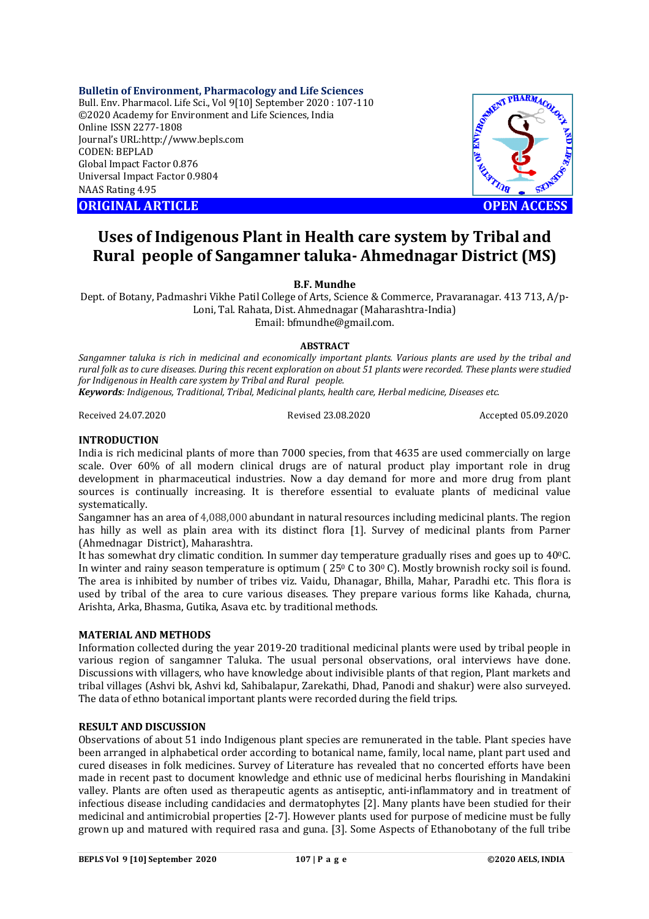Bulletin of Environment, Pharmacology and Life Sciences
Bull. Env. Pharmacol. Life Sci., Vol 9[10] September 2020 : 107-110
©2020 Academy for Environment and Life Sciences, India
Online ISSN 2277-1808
Journal's URL:http://www.bepls.com
CODEN: BEPLAD
Global Impact Factor 0.876
Universal Impact Factor 0.9804
NAAS Rating 4.95

**ORIGINAL ARTICLE** **OPEN ACCESS**

# Uses of Indigenous Plant in Health care system by Tribal and Rural people of Sangamner taluka- Ahmednagar District (MS)

**B.F. Mundhe**

Dept. of Botany, Padmashri Vikhe Patil College of Arts, Science & Commerce, Pravaranagar. 413 713, A/p-Loni, Tal. Rahata, Dist. Ahmednagar (Maharashtra-India)
Email: bfmundhe@gmail.com.

**ABSTRACT**

*Sangamner taluka is rich in medicinal and economically important plants. Various plants are used by the tribal and rural folk as to cure diseases. During this recent exploration on about 51 plants were recorded. These plants were studied for Indigenous in Health care system by Tribal and Rural people.*

***Keywords**: Indigenous, Traditional, Tribal, Medicinal plants, health care, Herbal medicine, Diseases etc.*

Received 24.07.2020 Revised 23.08.2020 Accepted 05.09.2020

## INTRODUCTION

India is rich medicinal plants of more than 7000 species, from that 4635 are used commercially on large scale. Over 60% of all modern clinical drugs are of natural product play important role in drug development in pharmaceutical industries. Now a day demand for more and more drug from plant sources is continually increasing. It is therefore essential to evaluate plants of medicinal value systematically.

Sangamner has an area of 4,088,000 abundant in natural resources including medicinal plants. The region has hilly as well as plain area with its distinct flora [1]. Survey of medicinal plants from Parner (Ahmednagar District), Maharashtra.

It has somewhat dry climatic condition. In summer day temperature gradually rises and goes up to $40^0$C. In winter and rainy season temperature is optimum ( $25^0$ C to $30^0$ C). Mostly brownish rocky soil is found. The area is inhibited by number of tribes viz. Vaidu, Dhanagar, Bhilla, Mahar, Paradhi etc. This flora is used by tribal of the area to cure various diseases. They prepare various forms like Kahada, churna, Arishta, Arka, Bhasma, Gutika, Asava etc. by traditional methods.

## MATERIAL AND METHODS

Information collected during the year 2019-20 traditional medicinal plants were used by tribal people in various region of sangamner Taluka. The usual personal observations, oral interviews have done. Discussions with villagers, who have knowledge about indivisible plants of that region, Plant markets and tribal villages (Ashvi bk, Ashvi kd, Sahibalapur, Zarekathi, Dhad, Panodi and shakur) were also surveyed. The data of ethno botanical important plants were recorded during the field trips.

## RESULT AND DISCUSSION

Observations of about 51 indo Indigenous plant species are remunerated in the table. Plant species have been arranged in alphabetical order according to botanical name, family, local name, plant part used and cured diseases in folk medicines. Survey of Literature has revealed that no concerted efforts have been made in recent past to document knowledge and ethnic use of medicinal herbs flourishing in Mandakini valley. Plants are often used as therapeutic agents as antiseptic, anti-inflammatory and in treatment of infectious disease including candidacies and dermatophytes [2]. Many plants have been studied for their medicinal and antimicrobial properties [2-7]. However plants used for purpose of medicine must be fully grown up and matured with required rasa and guna. [3]. Some Aspects of Ethanobotany of the full tribe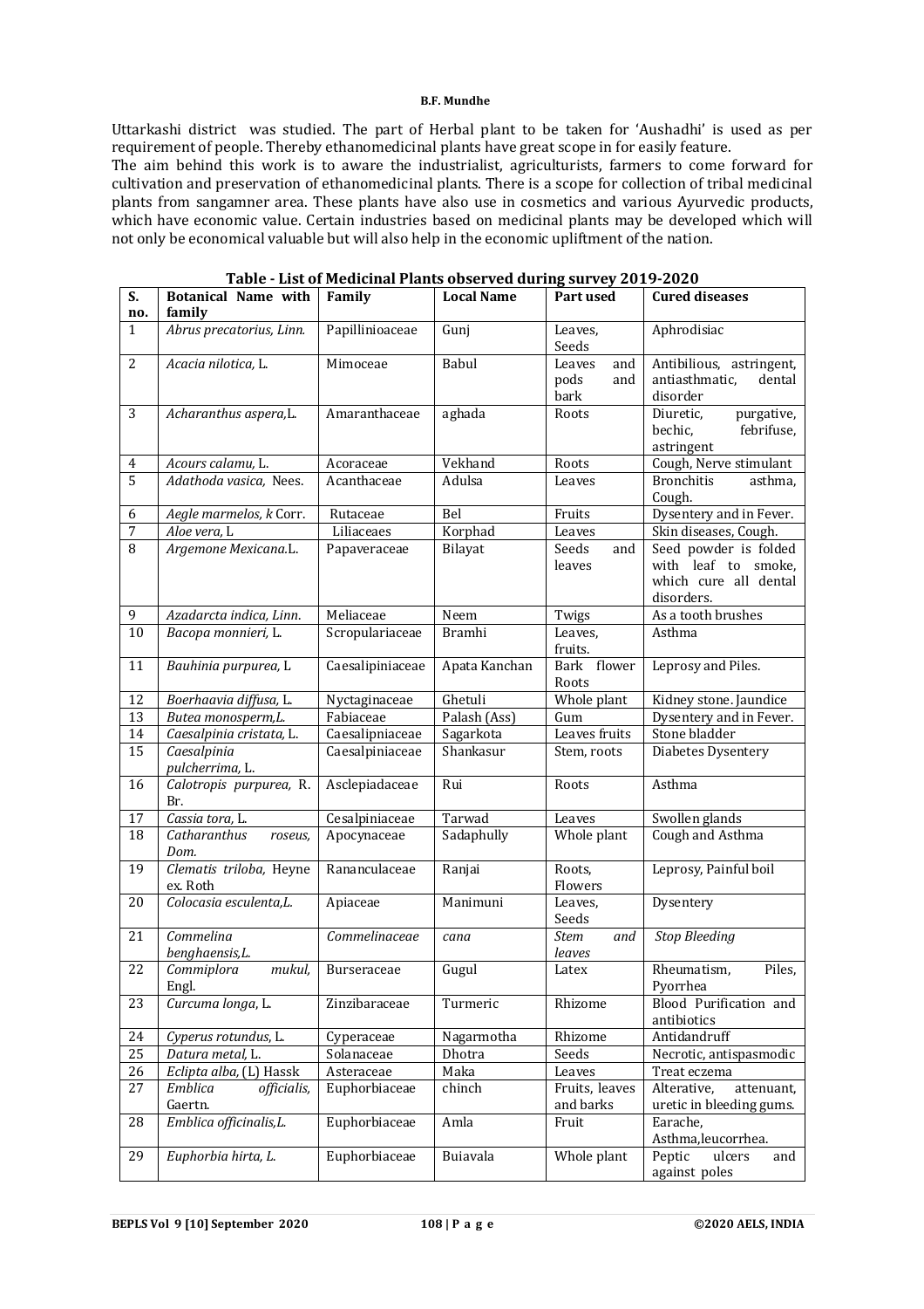Uttarkashi district was studied. The part of Herbal plant to be taken for 'Aushadhi' is used as per requirement of people. Thereby ethanomedicinal plants have great scope in for easily feature.

The aim behind this work is to aware the industrialist, agriculturists, farmers to come forward for cultivation and preservation of ethanomedicinal plants. There is a scope for collection of tribal medicinal plants from sangamner area. These plants have also use in cosmetics and various Ayurvedic products, which have economic value. Certain industries based on medicinal plants may be developed which will not only be economical valuable but will also help in the economic upliftment of the nation.

**Table - List of Medicinal Plants observed during survey 2019-2020**

| S. no. | Botanical Name with family | Family | Local Name | Part used | Cured diseases |
|---|---|---|---|---|---|
| 1 | *Abrus precatorius, Linn.* | Papillinioaceae | Gunj | Leaves, Seeds | Aphrodisiac |
| 2 | *Acacia nilotica,* L. | Mimoceae | Babul | Leaves and pods and bark | Antibilious, astringent, antiasthmatic, dental disorder |
| 3 | *Acharanthus aspera,*L. | Amaranthaceae | aghada | Roots | Diuretic, purgative, bechic, febrifuse, astringent |
| 4 | *Acours calamu,* L. | Acoraceae | Vekhand | Roots | Cough, Nerve stimulant |
| 5 | *Adathoda vasica,* Nees. | Acanthaceae | Adulsa | Leaves | Bronchitis asthma, Cough. |
| 6 | *Aegle marmelos, k* Corr. | Rutaceae | Bel | Fruits | Dysentery and in Fever. |
| 7 | *Aloe vera,* L | Liliaceaes | Korphad | Leaves | Skin diseases, Cough. |
| 8 | *Argemone Mexicana.*L. | Papaveraceae | Bilayat | Seeds and leaves | Seed powder is folded with leaf to smoke, which cure all dental disorders. |
| 9 | *Azadarcta indica, Linn.* | Meliaceae | Neem | Twigs | As a tooth brushes |
| 10 | *Bacopa monnieri,* L. | Scropulariaceae | Bramhi | Leaves, fruits. | Asthma |
| 11 | *Bauhinia purpurea,* L | Caesalipiniaceae | Apata Kanchan | Bark flower Roots | Leprosy and Piles. |
| 12 | *Boerhaavia diffusa,* L. | Nyctaginaceae | Ghetuli | Whole plant | Kidney stone. Jaundice |
| 13 | *Butea monosperm,*L. | Fabiaceae | Palash (Ass) | Gum | Dysentery and in Fever. |
| 14 | *Caesalpinia cristata,* L. | Caesalipniaceae | Sagarkota | Leaves fruits | Stone bladder |
| 15 | *Caesalpinia pulcherrima,* L. | Caesalpiniaceae | Shankasur | Stem, roots | Diabetes Dysentery |
| 16 | *Calotropis purpurea,* R. Br. | Asclepiadaceae | Rui | Roots | Asthma |
| 17 | *Cassia tora,* L. | Cesalpiniaceae | Tarwad | Leaves | Swollen glands |
| 18 | *Catharanthus roseus, Dom.* | Apocynaceae | Sadaphully | Whole plant | Cough and Asthma |
| 19 | *Clematis triloba,* Heyne ex. Roth | Rananculaceae | Ranjai | Roots, Flowers | Leprosy, Painful boil |
| 20 | *Colocasia esculenta,L.* | Apiaceae | Manimuni | Leaves, Seeds | Dysentery |
| 21 | *Commelina benghaensis,L.* | *Commelinaceae* | *cana* | *Stem and leaves* | *Stop Bleeding* |
| 22 | *Commiplora mukul,* Engl. | Burseraceae | Gugul | Latex | Rheumatism, Piles, Pyorrhea |
| 23 | *Curcuma longa,* L. | Zinzibaraceae | Turmeric | Rhizome | Blood Purification and antibiotics |
| 24 | *Cyperus rotundus,* L. | Cyperaceae | Nagarmotha | Rhizome | Antidandruff |
| 25 | *Datura metal,* L. | Solanaceae | Dhotra | Seeds | Necrotic, antispasmodic |
| 26 | *Eclipta alba,* (L) Hassk | Asteraceae | Maka | Leaves | Treat eczema |
| 27 | *Emblica officialis,* Gaertn. | Euphorbiaceae | chinch | Fruits, leaves and barks | Alterative, attenuant, uretic in bleeding gums. |
| 28 | *Emblica officinalis,L.* | Euphorbiaceae | Amla | Fruit | Earache, Asthma,leucorrhea. |
| 29 | *Euphorbia hirta, L.* | Euphorbiaceae | Buiavala | Whole plant | Peptic ulcers and against poles |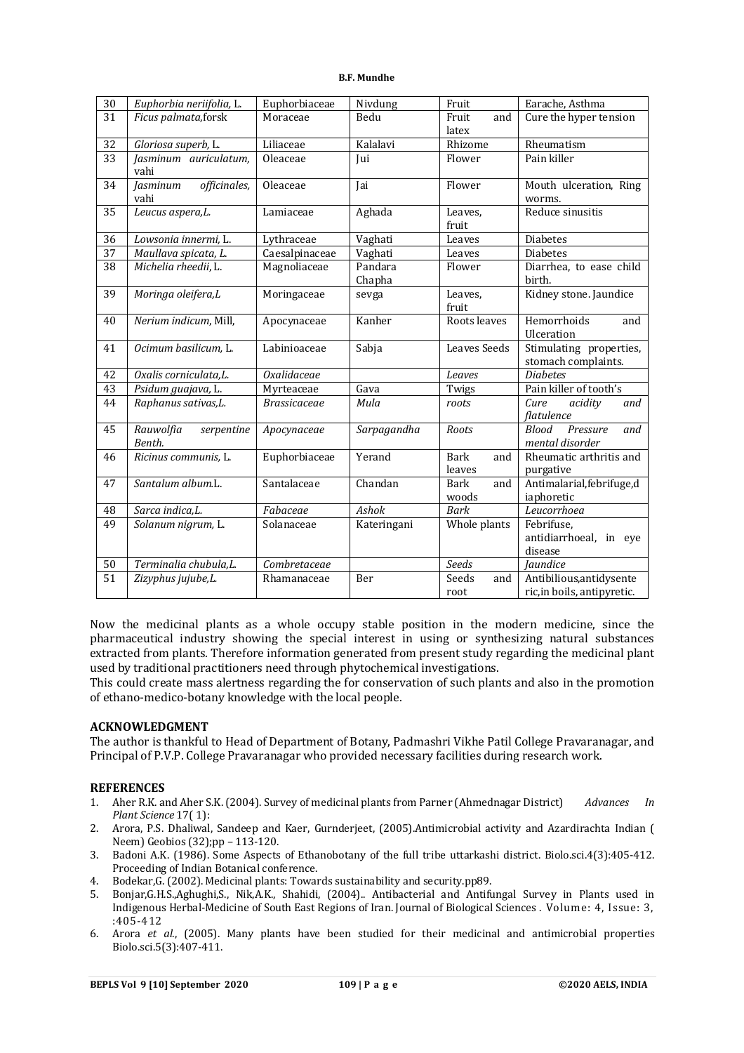| 30 | *Euphorbia neriifolia,* L. | Euphorbiaceae | Nivdung | Fruit | Earache, Asthma |
|---|---|---|---|---|---|
| 31 | *Ficus palmata*,forsk | Moraceae | Bedu | Fruit and latex | Cure the hyper tension |
| 32 | *Gloriosa superb,* L. | Liliaceae | Kalalavi | Rhizome | Rheumatism |
| 33 | *Jasminum auriculatum,* vahi | Oleaceae | Jui | Flower | Pain killer |
| 34 | *Jasminum officinales,* vahi | Oleaceae | Jai | Flower | Mouth ulceration, Ring worms. |
| 35 | *Leucus aspera,L.* | Lamiaceae | Aghada | Leaves, fruit | Reduce sinusitis |
| 36 | *Lowsonia innermi,* L. | Lythraceae | Vaghati | Leaves | Diabetes |
| 37 | *Maullava spicata, L.* | Caesalpinaceae | Vaghati | Leaves | Diabetes |
| 38 | *Michelia rheedii,* L. | Magnoliaceae | Pandara Chapha | Flower | Diarrhea, to ease child birth. |
| 39 | *Moringa oleifera,L* | Moringaceae | sevga | Leaves, fruit | Kidney stone. Jaundice |
| 40 | *Nerium indicum,* Mill, | Apocynaceae | Kanher | Roots leaves | Hemorrhoids and Ulceration |
| 41 | *Ocimum basilicum,* L. | Labinioaceae | Sabja | Leaves Seeds | Stimulating properties, stomach complaints. |
| 42 | *Oxalis corniculata,L.* | *Oxalidaceae* | | *Leaves* | *Diabetes* |
| 43 | *Psidum guajava,* L. | Myrteaceae | Gava | Twigs | Pain killer of tooth's |
| 44 | *Raphanus sativas,L.* | *Brassicaceae* | *Mula* | *roots* | *Cure acidity and flatulence* |
| 45 | *Rauwolfia serpentine Benth.* | *Apocynaceae* | *Sarpagandha* | *Roots* | *Blood Pressure and mental disorder* |
| 46 | *Ricinus communis,* L. | Euphorbiaceae | Yerand | Bark and leaves | Rheumatic arthritis and purgative |
| 47 | *Santalum album.*L. | Santalaceae | Chandan | Bark and woods | Antimalarial,febrifuge,diaphoretic |
| 48 | *Sarca indica,L.* | *Fabaceae* | *Ashok* | *Bark* | *Leucorrhoea* |
| 49 | *Solanum nigrum,* L. | Solanaceae | Kateringani | Whole plants | Febrifuse, antidiarrhoeal, in eye disease |
| 50 | *Terminalia chubula,L.* | *Combretaceae* | | *Seeds* | *Jaundice* |
| 51 | *Zizyphus jujube,L.* | Rhamanaceae | Ber | Seeds and root | Antibilious,antidysenteric,in boils, antipyretic. |

Now the medicinal plants as a whole occupy stable position in the modern medicine, since the pharmaceutical industry showing the special interest in using or synthesizing natural substances extracted from plants. Therefore information generated from present study regarding the medicinal plant used by traditional practitioners need through phytochemical investigations.

This could create mass alertness regarding the for conservation of such plants and also in the promotion of ethano-medico-botany knowledge with the local people.

## ACKNOWLEDGMENT

The author is thankful to Head of Department of Botany, Padmashri Vikhe Patil College Pravaranagar, and Principal of P.V.P. College Pravaranagar who provided necessary facilities during research work.

## REFERENCES

1. Aher R.K. and Aher S.K. (2004). Survey of medicinal plants from Parner (Ahmednagar District) *Advances In Plant Science* 17( 1):
2. Arora, P.S. Dhaliwal, Sandeep and Kaer, Gurnderjeet, (2005).Antimicrobial activity and Azardirachta Indian ( Neem) Geobios (32);pp – 113-120.
3. Badoni A.K. (1986). Some Aspects of Ethanobotany of the full tribe uttarkashi district. Biolo.sci.4(3):405-412. Proceeding of Indian Botanical conference.
4. Bodekar,G. (2002). Medicinal plants: Towards sustainability and security.pp89.
5. Bonjar,G.H.S.,Aghughi,S., Nik,A.K., Shahidi, (2004).. Antibacterial and Antifungal Survey in Plants used in Indigenous Herbal-Medicine of South East Regions of Iran. Journal of Biological Sciences . Volume: 4, Issue: 3, :405-412
6. Arora *et al.*, (2005). Many plants have been studied for their medicinal and antimicrobial properties Biolo.sci.5(3):407-411.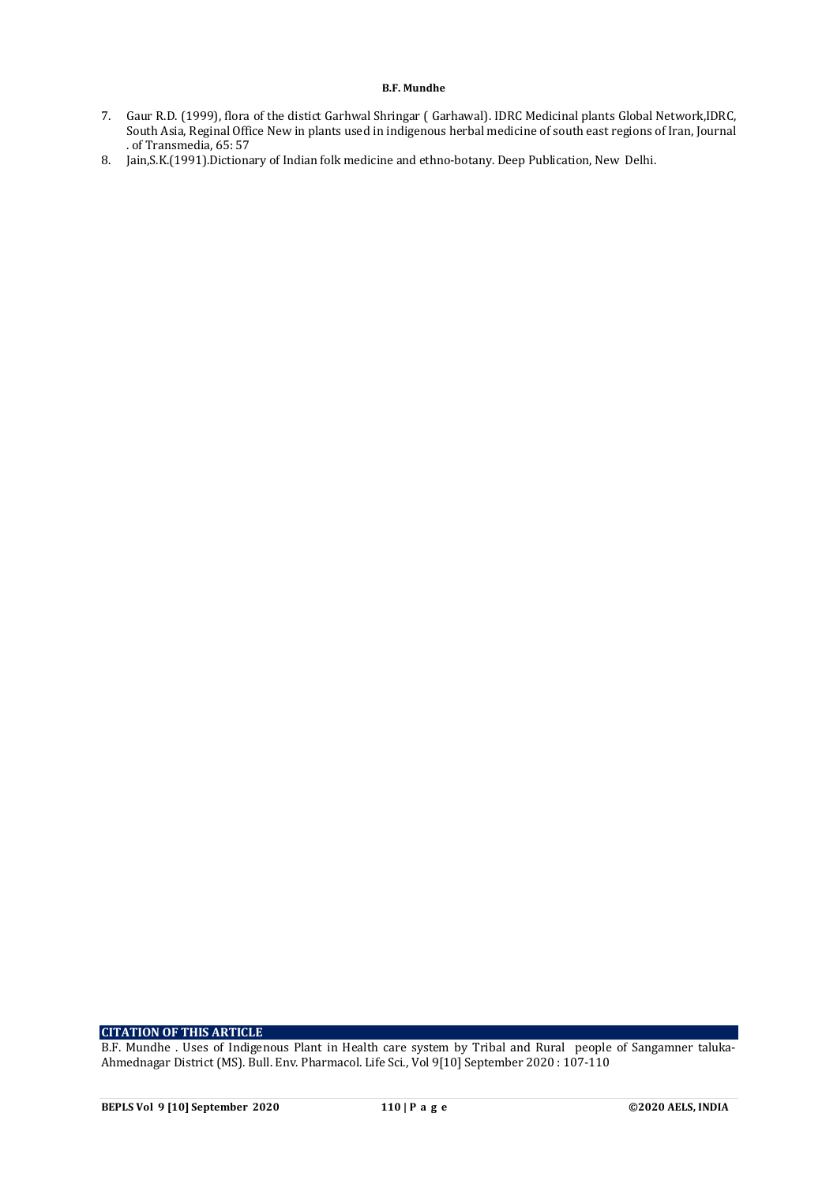7. Gaur R.D. (1999), flora of the distict Garhwal Shringar ( Garhawal). IDRC Medicinal plants Global Network,IDRC, South Asia, Reginal Office New in plants used in indigenous herbal medicine of south east regions of Iran, Journal . of Transmedia, 65: 57
8. Jain,S.K.(1991).Dictionary of Indian folk medicine and ethno-botany. Deep Publication, New Delhi.

**CITATION OF THIS ARTICLE**

B.F. Mundhe . Uses of Indigenous Plant in Health care system by Tribal and Rural people of Sangamner taluka-Ahmednagar District (MS). Bull. Env. Pharmacol. Life Sci., Vol 9[10] September 2020 : 107-110